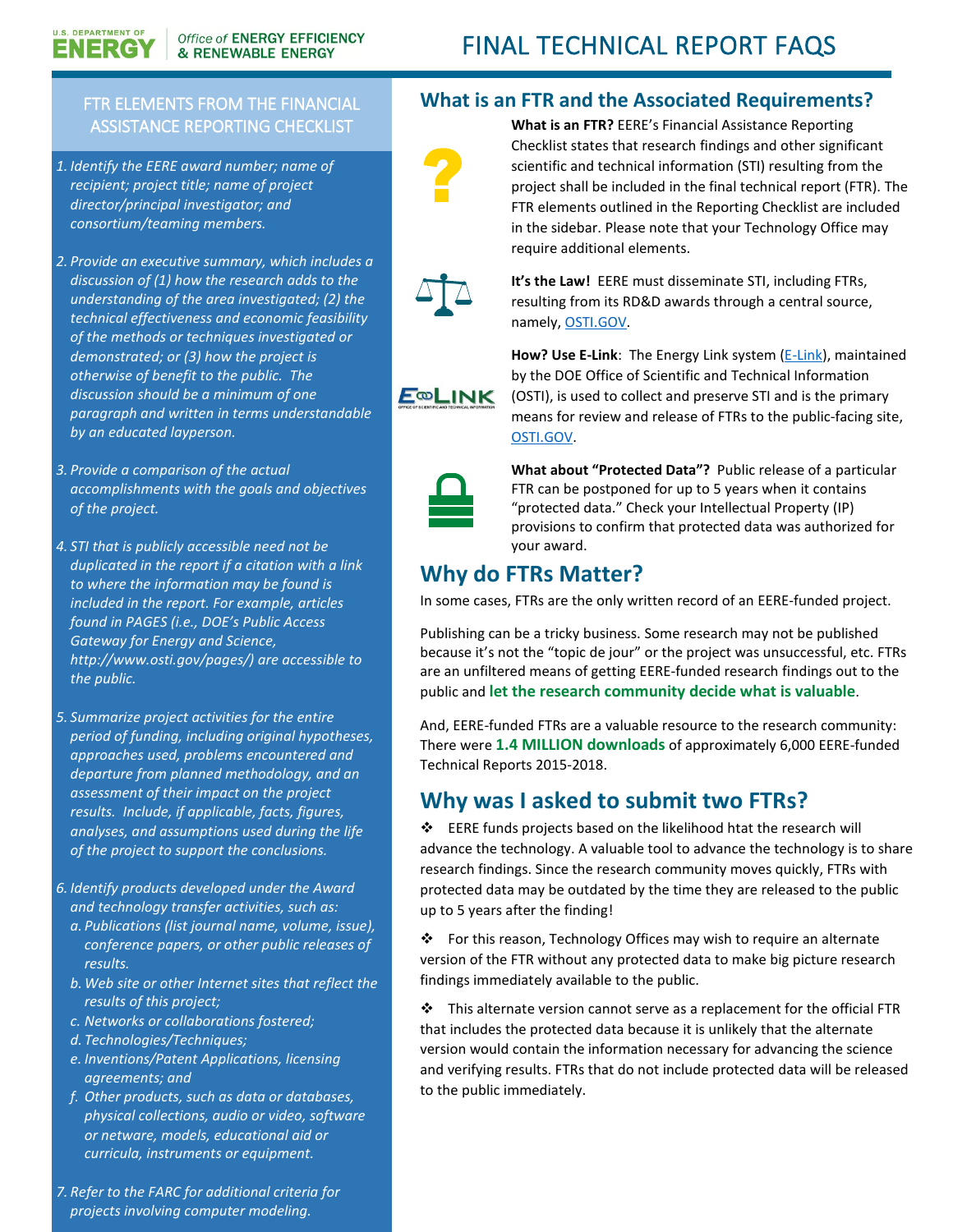U.S. DEPARTMENT OF ENERGY | Office of ENERGY EFFICIENCY & RENEWABLE ENERGY

# FINAL TECHNICAL REPORT FAQS

## FTR ELEMENTS FROM THE FINANCIAL ASSISTANCE REPORTING CHECKLIST

1. *Identify the EERE award number; name of recipient; project title; name of project director/principal investigator; and consortium/teaming members.*
2. *Provide an executive summary, which includes a discussion of (1) how the research adds to the understanding of the area investigated; (2) the technical effectiveness and economic feasibility of the methods or techniques investigated or demonstrated; or (3) how the project is otherwise of benefit to the public. The discussion should be a minimum of one paragraph and written in terms understandable by an educated layperson.*
3. *Provide a comparison of the actual accomplishments with the goals and objectives of the project.*
4. *STI that is publicly accessible need not be duplicated in the report if a citation with a link to where the information may be found is included in the report. For example, articles found in PAGES (i.e., DOE's Public Access Gateway for Energy and Science, http://www.osti.gov/pages/) are accessible to the public.*
5. *Summarize project activities for the entire period of funding, including original hypotheses, approaches used, problems encountered and departure from planned methodology, and an assessment of their impact on the project results. Include, if applicable, facts, figures, analyses, and assumptions used during the life of the project to support the conclusions.*
6. *Identify products developed under the Award and technology transfer activities, such as:*
   a. *Publications (list journal name, volume, issue), conference papers, or other public releases of results.*
   b. *Web site or other Internet sites that reflect the results of this project;*
   c. *Networks or collaborations fostered;*
   d. *Technologies/Techniques;*
   e. *Inventions/Patent Applications, licensing agreements; and*
   f. *Other products, such as data or databases, physical collections, audio or video, software or netware, models, educational aid or curricula, instruments or equipment.*
7. *Refer to the FARC for additional criteria for projects involving computer modeling.*

## What is an FTR and the Associated Requirements?

**What is an FTR?** EERE's Financial Assistance Reporting Checklist states that research findings and other significant scientific and technical information (STI) resulting from the project shall be included in the final technical report (FTR). The FTR elements outlined in the Reporting Checklist are included in the sidebar. Please note that your Technology Office may require additional elements.

**It's the Law!** EERE must disseminate STI, including FTRs, resulting from its RD&D awards through a central source, namely, OSTI.GOV.

**How? Use E-Link**: The Energy Link system (E-Link), maintained by the DOE Office of Scientific and Technical Information (OSTI), is used to collect and preserve STI and is the primary means for review and release of FTRs to the public-facing site, OSTI.GOV.

**What about "Protected Data"?** Public release of a particular FTR can be postponed for up to 5 years when it contains "protected data." Check your Intellectual Property (IP) provisions to confirm that protected data was authorized for your award.

## Why do FTRs Matter?

In some cases, FTRs are the only written record of an EERE-funded project.

Publishing can be a tricky business. Some research may not be published because it's not the "topic de jour" or the project was unsuccessful, etc. FTRs are an unfiltered means of getting EERE-funded research findings out to the public and **let the research community decide what is valuable**.

And, EERE-funded FTRs are a valuable resource to the research community: There were **1.4 MILLION downloads** of approximately 6,000 EERE-funded Technical Reports 2015-2018.

## Why was I asked to submit two FTRs?

- EERE funds projects based on the likelihood htat the research will advance the technology. A valuable tool to advance the technology is to share research findings. Since the research community moves quickly, FTRs with protected data may be outdated by the time they are released to the public up to 5 years after the finding!
- For this reason, Technology Offices may wish to require an alternate version of the FTR without any protected data to make big picture research findings immediately available to the public.
- This alternate version cannot serve as a replacement for the official FTR that includes the protected data because it is unlikely that the alternate version would contain the information necessary for advancing the science and verifying results. FTRs that do not include protected data will be released to the public immediately.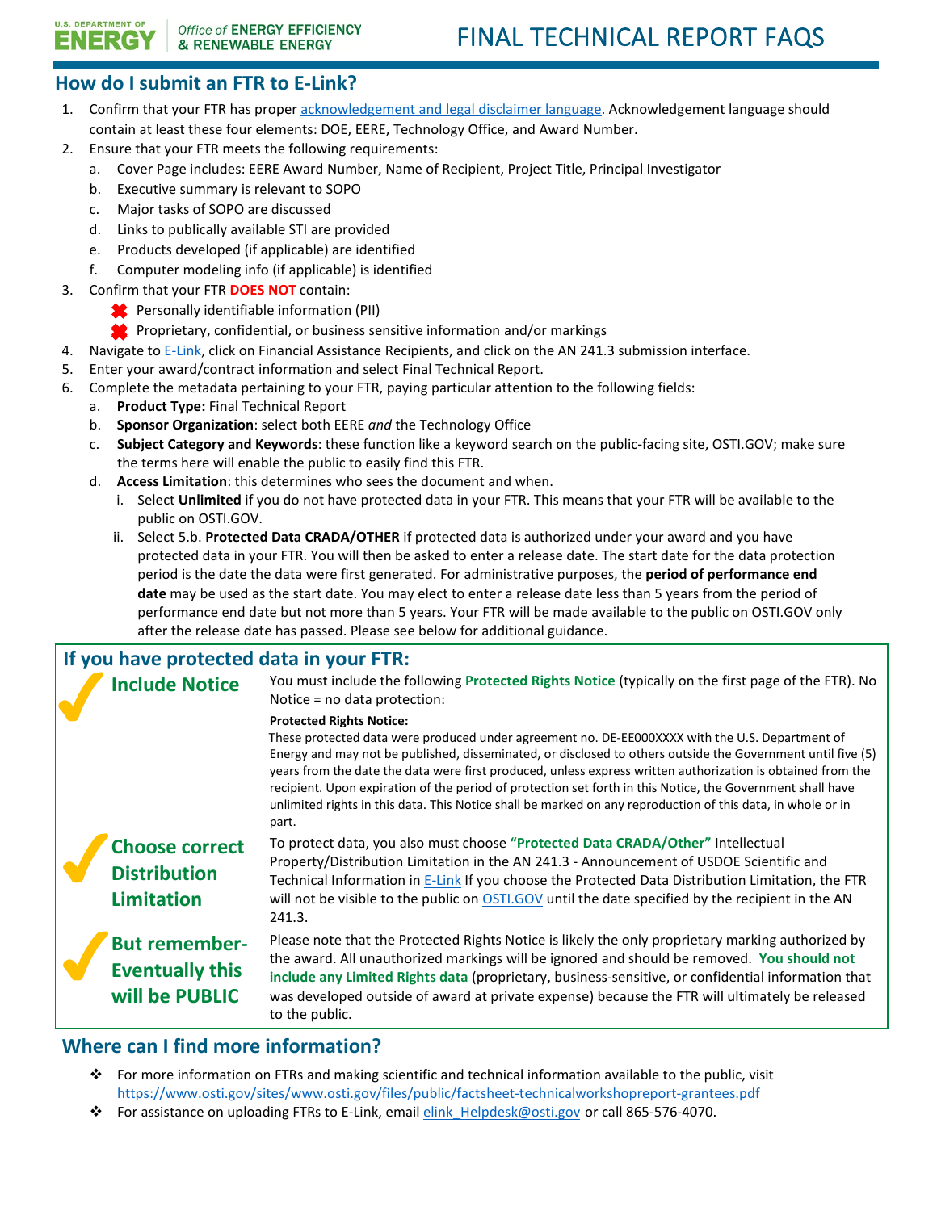# FINAL TECHNICAL REPORT FAQS

## How do I submit an FTR to E-Link?

1. Confirm that your FTR has proper acknowledgement and legal disclaimer language. Acknowledgement language should contain at least these four elements: DOE, EERE, Technology Office, and Award Number.
2. Ensure that your FTR meets the following requirements:
    a. Cover Page includes: EERE Award Number, Name of Recipient, Project Title, Principal Investigator
    b. Executive summary is relevant to SOPO
    c. Major tasks of SOPO are discussed
    d. Links to publically available STI are provided
    e. Products developed (if applicable) are identified
    f. Computer modeling info (if applicable) is identified
3. Confirm that your FTR **DOES NOT** contain:
    - ✖ Personally identifiable information (PII)
    - ✖ Proprietary, confidential, or business sensitive information and/or markings
4. Navigate to E-Link, click on Financial Assistance Recipients, and click on the AN 241.3 submission interface.
5. Enter your award/contract information and select Final Technical Report.
6. Complete the metadata pertaining to your FTR, paying particular attention to the following fields:
    a. **Product Type:** Final Technical Report
    b. **Sponsor Organization**: select both EERE *and* the Technology Office
    c. **Subject Category and Keywords**: these function like a keyword search on the public-facing site, OSTI.GOV; make sure the terms here will enable the public to easily find this FTR.
    d. **Access Limitation**: this determines who sees the document and when.
        i. Select **Unlimited** if you do not have protected data in your FTR. This means that your FTR will be available to the public on OSTI.GOV.
        ii. Select 5.b. **Protected Data CRADA/OTHER** if protected data is authorized under your award and you have protected data in your FTR. You will then be asked to enter a release date. The start date for the data protection period is the date the data were first generated. For administrative purposes, the **period of performance end date** may be used as the start date. You may elect to enter a release date less than 5 years from the period of performance end date but not more than 5 years. Your FTR will be made available to the public on OSTI.GOV only after the release date has passed. Please see below for additional guidance.

## If you have protected data in your FTR:

**✔ Include Notice**

You must include the following **Protected Rights Notice** (typically on the first page of the FTR). No Notice = no data protection:

**Protected Rights Notice:**
These protected data were produced under agreement no. DE-EE000XXXX with the U.S. Department of Energy and may not be published, disseminated, or disclosed to others outside the Government until five (5) years from the date the data were first produced, unless express written authorization is obtained from the recipient. Upon expiration of the period of protection set forth in this Notice, the Government shall have unlimited rights in this data. This Notice shall be marked on any reproduction of this data, in whole or in part.

**✔ Choose correct Distribution Limitation**

To protect data, you also must choose **"Protected Data CRADA/Other"** Intellectual Property/Distribution Limitation in the AN 241.3 - Announcement of USDOE Scientific and Technical Information in E-Link If you choose the Protected Data Distribution Limitation, the FTR will not be visible to the public on OSTI.GOV until the date specified by the recipient in the AN 241.3.

**✔ But remember- Eventually this will be PUBLIC**

Please note that the Protected Rights Notice is likely the only proprietary marking authorized by the award. All unauthorized markings will be ignored and should be removed. **You should not include any Limited Rights data** (proprietary, business-sensitive, or confidential information that was developed outside of award at private expense) because the FTR will ultimately be released to the public.

## Where can I find more information?

- For more information on FTRs and making scientific and technical information available to the public, visit https://www.osti.gov/sites/www.osti.gov/files/public/factsheet-technicalworkshopreport-grantees.pdf
- For assistance on uploading FTRs to E-Link, email elink_Helpdesk@osti.gov or call 865-576-4070.